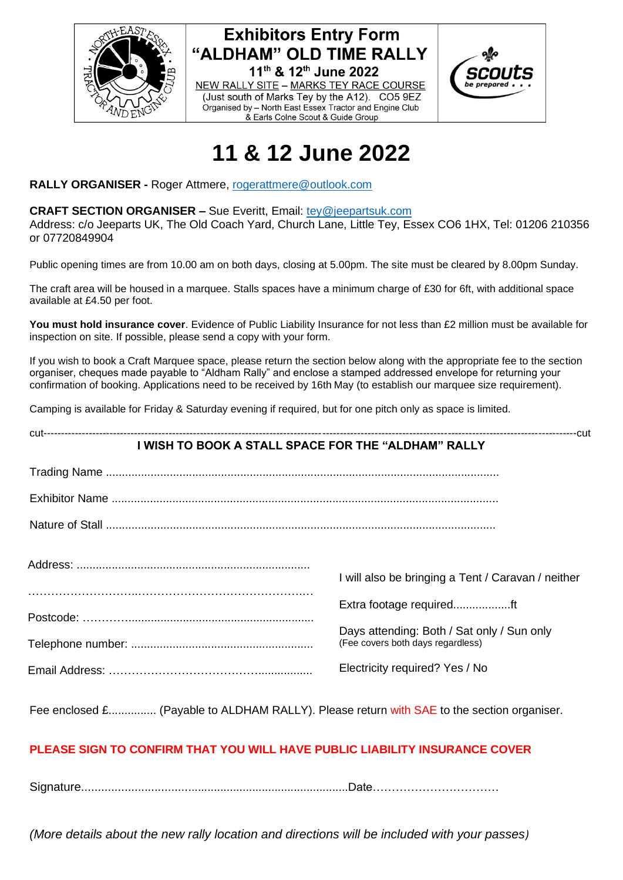# Exhibitors Entry Form

## "ALDHAM" OLD TIME RALLY

**11th & 12th June 2022**

NEW RALLY SITE – MARKS TEY RACE COURSE

(Just south of Marks Tey by the A12). CO5 9EZ

Organised by – North East Essex Tractor and Engine Club & Earls Colne Scout & Guide Group

# 11 & 12 June 2022

**RALLY ORGANISER -** Roger Attmere, rogerattmere@outlook.com

**CRAFT SECTION ORGANISER –** Sue Everitt, Email: tey@jeepartsuk.com
Address: c/o Jeeparts UK, The Old Coach Yard, Church Lane, Little Tey, Essex CO6 1HX, Tel: 01206 210356 or 07720849904

Public opening times are from 10.00 am on both days, closing at 5.00pm. The site must be cleared by 8.00pm Sunday.

The craft area will be housed in a marquee. Stalls spaces have a minimum charge of £30 for 6ft, with additional space available at £4.50 per foot.

**You must hold insurance cover**. Evidence of Public Liability Insurance for not less than £2 million must be available for inspection on site. If possible, please send a copy with your form.

If you wish to book a Craft Marquee space, please return the section below along with the appropriate fee to the section organiser, cheques made payable to "Aldham Rally" and enclose a stamped addressed envelope for returning your confirmation of booking. Applications need to be received by 16th May (to establish our marquee size requirement).

Camping is available for Friday & Saturday evening if required, but for one pitch only as space is limited.

cut-------------------------------------------------------------------------------------------------------------------------------cut

**I WISH TO BOOK A STALL SPACE FOR THE "ALDHAM" RALLY**

Trading Name ..........................................................................................................................

Exhibitor Name ........................................................................................................................

Nature of Stall .........................................................................................................................

Address: ........................................................................

…………………………..……………………………………….

Postcode: ……….........................................................

Telephone number: ........................................................

Email Address: ……………………………………...............

I will also be bringing a Tent / Caravan / neither

Extra footage required..................ft

Days attending: Both / Sat only / Sun only
(Fee covers both days regardless)

Electricity required? Yes / No

Fee enclosed £............... (Payable to ALDHAM RALLY). Please return with SAE to the section organiser.

**PLEASE SIGN TO CONFIRM THAT YOU WILL HAVE PUBLIC LIABILITY INSURANCE COVER**

Signature..................................................................................Date……………………………

*(More details about the new rally location and directions will be included with your passes)*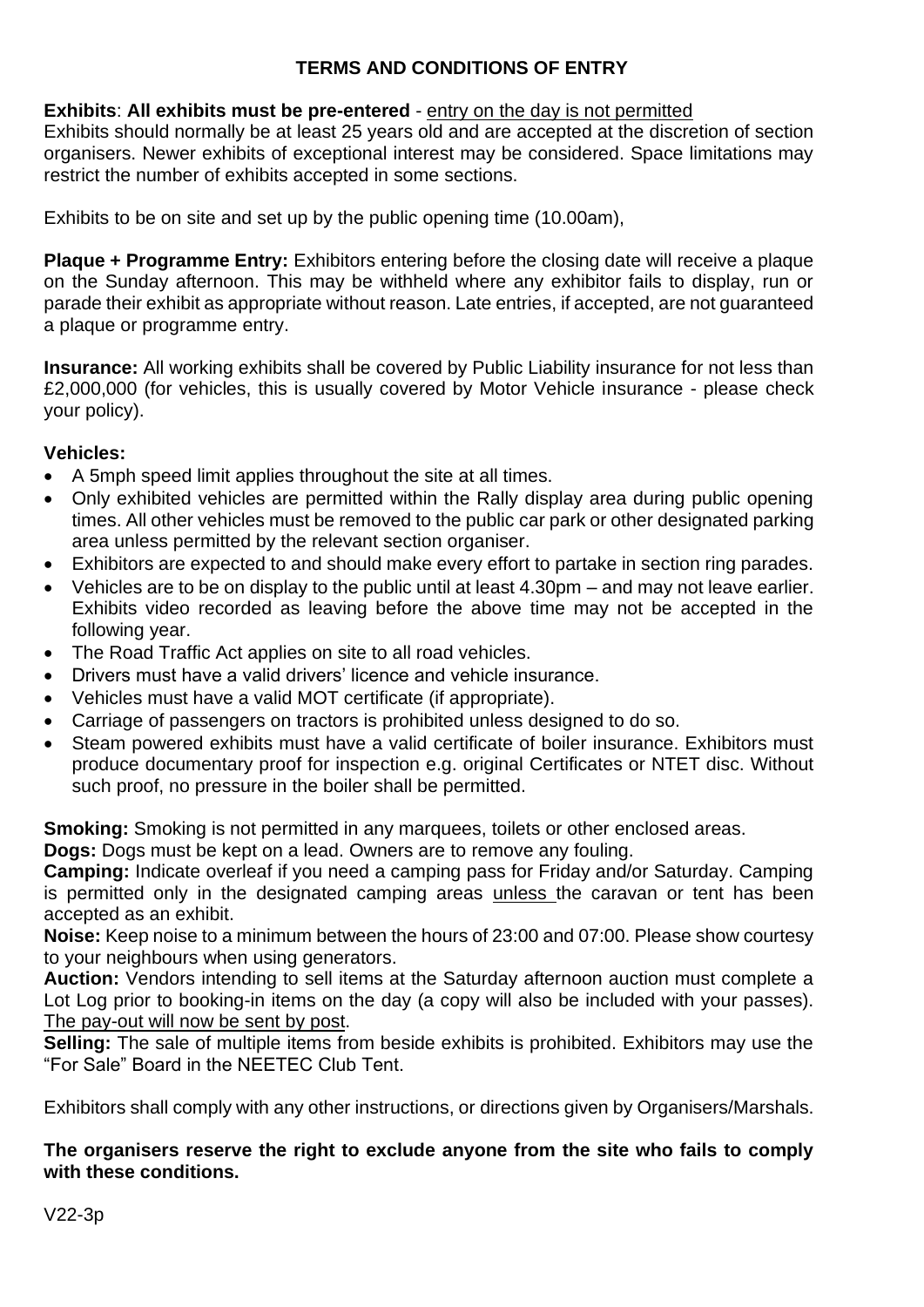## TERMS AND CONDITIONS OF ENTRY

**Exhibits**: **All exhibits must be pre-entered** - entry on the day is not permitted
Exhibits should normally be at least 25 years old and are accepted at the discretion of section organisers. Newer exhibits of exceptional interest may be considered. Space limitations may restrict the number of exhibits accepted in some sections.

Exhibits to be on site and set up by the public opening time (10.00am),

**Plaque + Programme Entry:** Exhibitors entering before the closing date will receive a plaque on the Sunday afternoon. This may be withheld where any exhibitor fails to display, run or parade their exhibit as appropriate without reason. Late entries, if accepted, are not guaranteed a plaque or programme entry.

**Insurance:** All working exhibits shall be covered by Public Liability insurance for not less than £2,000,000 (for vehicles, this is usually covered by Motor Vehicle insurance - please check your policy).

**Vehicles:**

- A 5mph speed limit applies throughout the site at all times.
- Only exhibited vehicles are permitted within the Rally display area during public opening times. All other vehicles must be removed to the public car park or other designated parking area unless permitted by the relevant section organiser.
- Exhibitors are expected to and should make every effort to partake in section ring parades.
- Vehicles are to be on display to the public until at least 4.30pm – and may not leave earlier. Exhibits video recorded as leaving before the above time may not be accepted in the following year.
- The Road Traffic Act applies on site to all road vehicles.
- Drivers must have a valid drivers' licence and vehicle insurance.
- Vehicles must have a valid MOT certificate (if appropriate).
- Carriage of passengers on tractors is prohibited unless designed to do so.
- Steam powered exhibits must have a valid certificate of boiler insurance. Exhibitors must produce documentary proof for inspection e.g. original Certificates or NTET disc. Without such proof, no pressure in the boiler shall be permitted.

**Smoking:** Smoking is not permitted in any marquees, toilets or other enclosed areas.
**Dogs:** Dogs must be kept on a lead. Owners are to remove any fouling.
**Camping:** Indicate overleaf if you need a camping pass for Friday and/or Saturday. Camping is permitted only in the designated camping areas unless the caravan or tent has been accepted as an exhibit.
**Noise:** Keep noise to a minimum between the hours of 23:00 and 07:00. Please show courtesy to your neighbours when using generators.
**Auction:** Vendors intending to sell items at the Saturday afternoon auction must complete a Lot Log prior to booking-in items on the day (a copy will also be included with your passes). The pay-out will now be sent by post.
**Selling:** The sale of multiple items from beside exhibits is prohibited. Exhibitors may use the "For Sale" Board in the NEETEC Club Tent.

Exhibitors shall comply with any other instructions, or directions given by Organisers/Marshals.

**The organisers reserve the right to exclude anyone from the site who fails to comply with these conditions.**

V22-3p